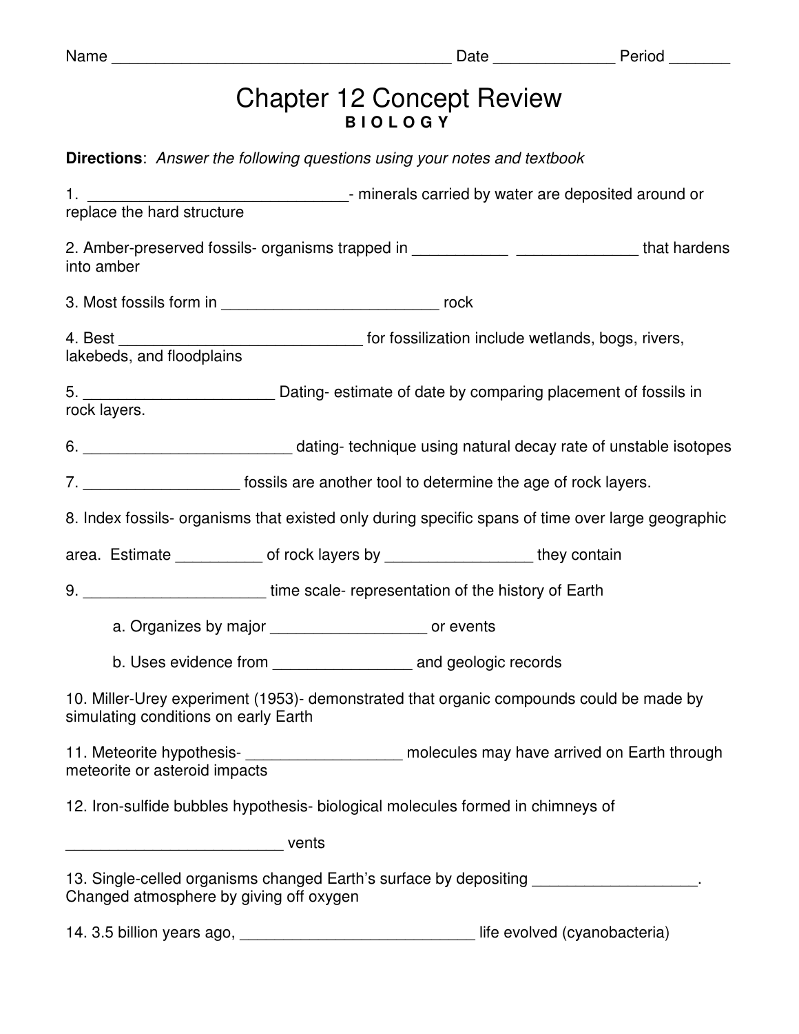Name _______________________________________ Date _____________ Period _______

# Chapter 12 Concept Review

**B I O L O G Y**

**Directions**: *Answer the following questions using your notes and textbook*

1. ______________________________- minerals carried by water are deposited around or replace the hard structure

2. Amber-preserved fossils- organisms trapped in ___________ ______________ that hardens into amber

3. Most fossils form in _________________________ rock

4. Best ____________________________ for fossilization include wetlands, bogs, rivers, lakebeds, and floodplains

5. ______________________ Dating- estimate of date by comparing placement of fossils in rock layers.

6. ________________________ dating- technique using natural decay rate of unstable isotopes

7. __________________ fossils are another tool to determine the age of rock layers.

8. Index fossils- organisms that existed only during specific spans of time over large geographic area. Estimate __________ of rock layers by _________________ they contain

9. _____________________ time scale- representation of the history of Earth

    a. Organizes by major __________________ or events

    b. Uses evidence from ________________ and geologic records

10. Miller-Urey experiment (1953)- demonstrated that organic compounds could be made by simulating conditions on early Earth

11. Meteorite hypothesis- __________________ molecules may have arrived on Earth through meteorite or asteroid impacts

12. Iron-sulfide bubbles hypothesis- biological molecules formed in chimneys of _________________________ vents

13. Single-celled organisms changed Earth's surface by depositing ___________________. Changed atmosphere by giving off oxygen

14. 3.5 billion years ago, ___________________________ life evolved (cyanobacteria)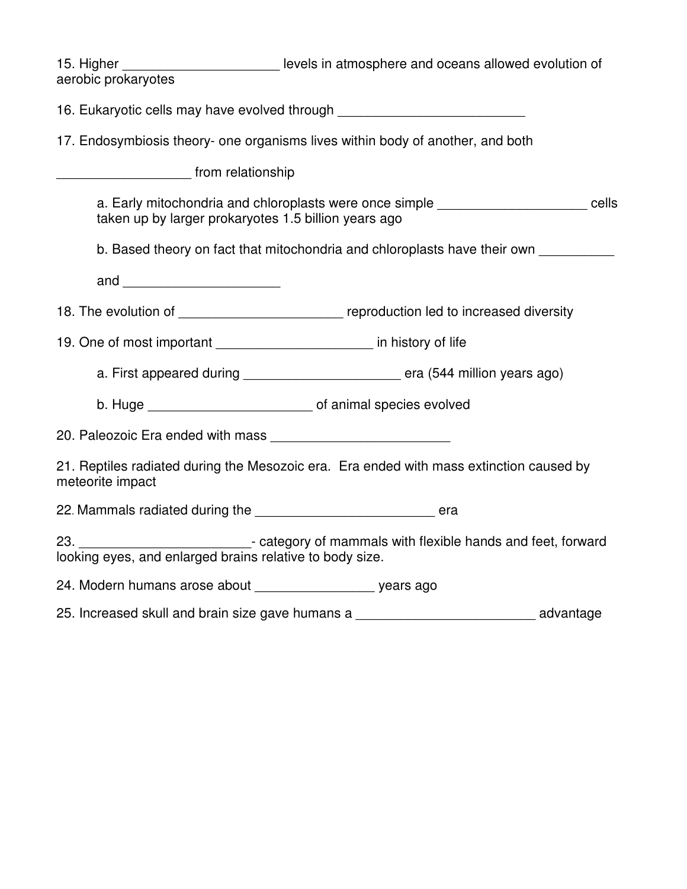15. Higher _____________________ levels in atmosphere and oceans allowed evolution of aerobic prokaryotes

16. Eukaryotic cells may have evolved through _________________________

17. Endosymbiosis theory- one organisms lives within body of another, and both

__________________ from relationship

   a. Early mitochondria and chloroplasts were once simple ____________________ cells taken up by larger prokaryotes 1.5 billion years ago

   b. Based theory on fact that mitochondria and chloroplasts have their own __________

   and _____________________

18. The evolution of ______________________ reproduction led to increased diversity

19. One of most important _____________________ in history of life

   a. First appeared during _____________________ era (544 million years ago)

   b. Huge ______________________ of animal species evolved

20. Paleozoic Era ended with mass ________________________

21. Reptiles radiated during the Mesozoic era. Era ended with mass extinction caused by meteorite impact

22. Mammals radiated during the ________________________ era

23. _______________________- category of mammals with flexible hands and feet, forward looking eyes, and enlarged brains relative to body size.

24. Modern humans arose about ________________ years ago

25. Increased skull and brain size gave humans a ________________________ advantage